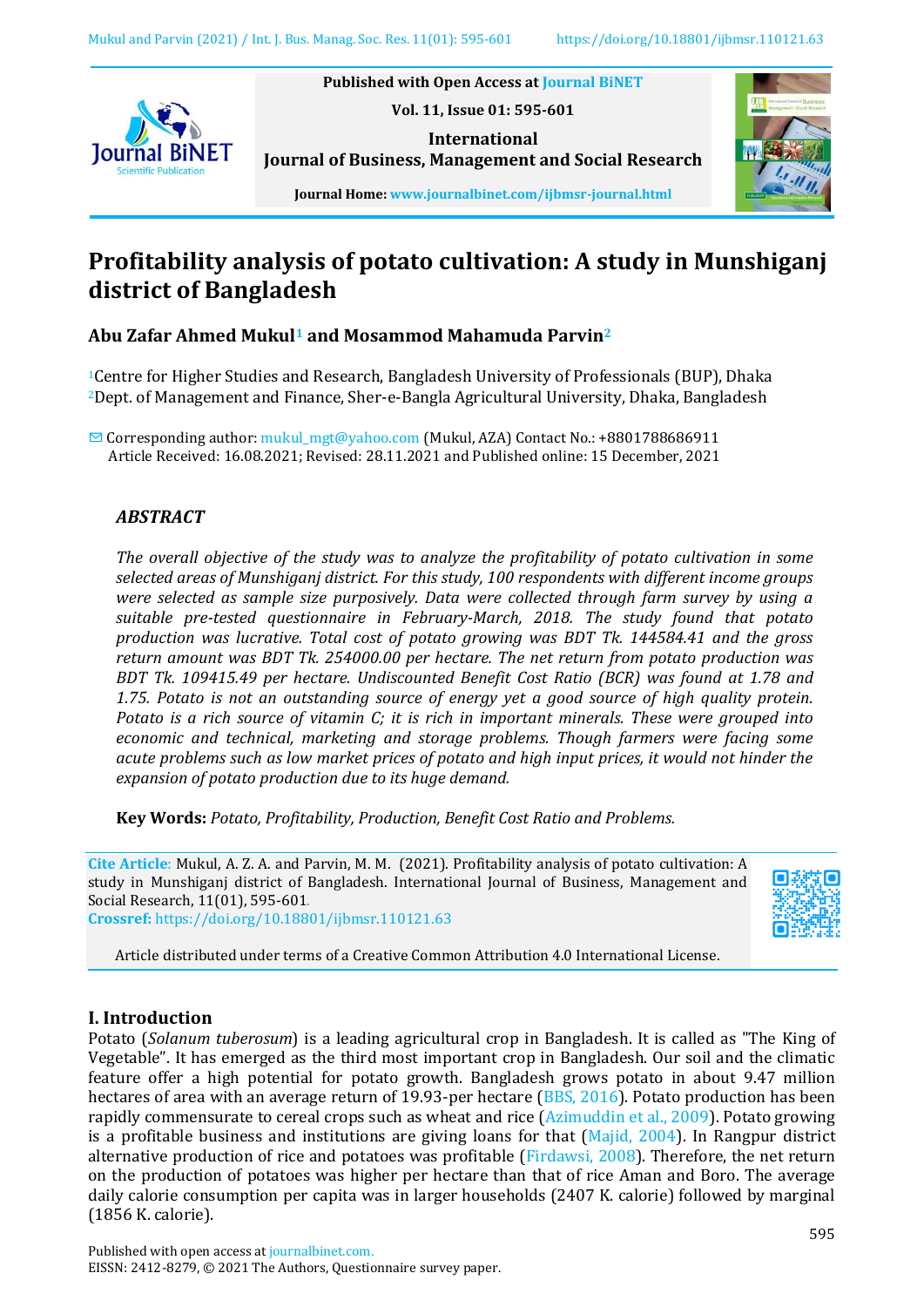Published with Open Access at Journal BiNET

Vol. 11, Issue 01: 595-601

International Journal of Business, Management and Social Research

Journal Home: www.journalbinet.com/ijbmsr-journal.html

# Profitability analysis of potato cultivation: A study in Munshiganj district of Bangladesh

**Abu Zafar Ahmed Mukul[1] and Mosammod Mahamuda Parvin[2]**

[1]Centre for Higher Studies and Research, Bangladesh University of Professionals (BUP), Dhaka
[2]Dept. of Management and Finance, Sher-e-Bangla Agricultural University, Dhaka, Bangladesh

✉ Corresponding author: mukul_mgt@yahoo.com (Mukul, AZA) Contact No.: +8801788686911
Article Received: 16.08.2021; Revised: 28.11.2021 and Published online: 15 December, 2021

## ABSTRACT

*The overall objective of the study was to analyze the profitability of potato cultivation in some selected areas of Munshiganj district. For this study, 100 respondents with different income groups were selected as sample size purposively. Data were collected through farm survey by using a suitable pre-tested questionnaire in February-March, 2018. The study found that potato production was lucrative. Total cost of potato growing was BDT Tk. 144584.41 and the gross return amount was BDT Tk. 254000.00 per hectare. The net return from potato production was BDT Tk. 109415.49 per hectare. Undiscounted Benefit Cost Ratio (BCR) was found at 1.78 and 1.75. Potato is not an outstanding source of energy yet a good source of high quality protein. Potato is a rich source of vitamin C; it is rich in important minerals. These were grouped into economic and technical, marketing and storage problems. Though farmers were facing some acute problems such as low market prices of potato and high input prices, it would not hinder the expansion of potato production due to its huge demand.*

**Key Words:** *Potato, Profitability, Production, Benefit Cost Ratio and Problems.*

**Cite Article**: Mukul, A. Z. A. and Parvin, M. M. (2021). Profitability analysis of potato cultivation: A study in Munshiganj district of Bangladesh. International Journal of Business, Management and Social Research, 11(01), 595-601.
**Crossref:** https://doi.org/10.18801/ijbmsr.110121.63

Article distributed under terms of a Creative Common Attribution 4.0 International License.

## I. Introduction

Potato (*Solanum tuberosum*) is a leading agricultural crop in Bangladesh. It is called as "The King of Vegetable". It has emerged as the third most important crop in Bangladesh. Our soil and the climatic feature offer a high potential for potato growth. Bangladesh grows potato in about 9.47 million hectares of area with an average return of 19.93-per hectare (BBS, 2016). Potato production has been rapidly commensurate to cereal crops such as wheat and rice (Azimuddin et al., 2009). Potato growing is a profitable business and institutions are giving loans for that (Majid, 2004). In Rangpur district alternative production of rice and potatoes was profitable (Firdawsi, 2008). Therefore, the net return on the production of potatoes was higher per hectare than that of rice Aman and Boro. The average daily calorie consumption per capita was in larger households (2407 K. calorie) followed by marginal (1856 K. calorie).

Published with open access at journalbinet.com.
EISSN: 2412-8279, © 2021 The Authors, Questionnaire survey paper.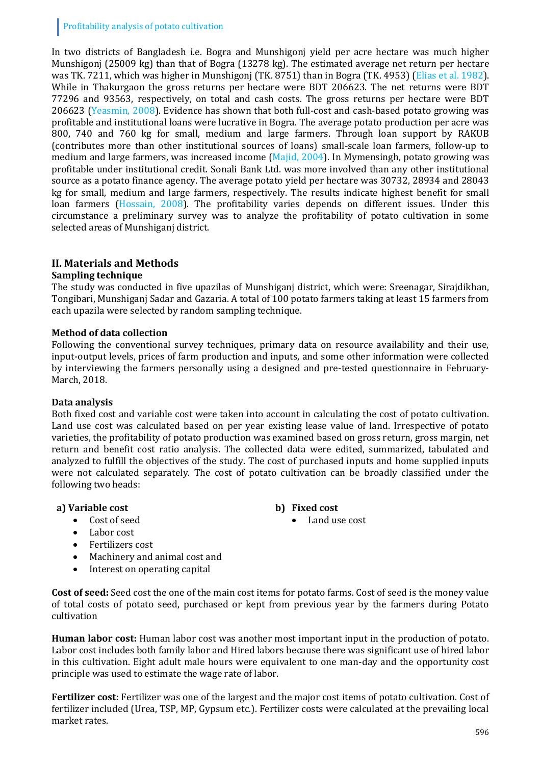In two districts of Bangladesh i.e. Bogra and Munshigonj yield per acre hectare was much higher Munshigonj (25009 kg) than that of Bogra (13278 kg). The estimated average net return per hectare was TK. 7211, which was higher in Munshigonj (TK. 8751) than in Bogra (TK. 4953) (Elias et al. 1982). While in Thakurgaon the gross returns per hectare were BDT 206623. The net returns were BDT 77296 and 93563, respectively, on total and cash costs. The gross returns per hectare were BDT 206623 (Yeasmin, 2008). Evidence has shown that both full-cost and cash-based potato growing was profitable and institutional loans were lucrative in Bogra. The average potato production per acre was 800, 740 and 760 kg for small, medium and large farmers. Through loan support by RAKUB (contributes more than other institutional sources of loans) small-scale loan farmers, follow-up to medium and large farmers, was increased income (Majid, 2004). In Mymensingh, potato growing was profitable under institutional credit. Sonali Bank Ltd. was more involved than any other institutional source as a potato finance agency. The average potato yield per hectare was 30732, 28934 and 28043 kg for small, medium and large farmers, respectively. The results indicate highest benefit for small loan farmers (Hossain, 2008). The profitability varies depends on different issues. Under this circumstance a preliminary survey was to analyze the profitability of potato cultivation in some selected areas of Munshiganj district.

## II. Materials and Methods

### Sampling technique

The study was conducted in five upazilas of Munshiganj district, which were: Sreenagar, Sirajdikhan, Tongibari, Munshiganj Sadar and Gazaria. A total of 100 potato farmers taking at least 15 farmers from each upazila were selected by random sampling technique.

### Method of data collection

Following the conventional survey techniques, primary data on resource availability and their use, input-output levels, prices of farm production and inputs, and some other information were collected by interviewing the farmers personally using a designed and pre-tested questionnaire in February-March, 2018.

### Data analysis

Both fixed cost and variable cost were taken into account in calculating the cost of potato cultivation. Land use cost was calculated based on per year existing lease value of land. Irrespective of potato varieties, the profitability of potato production was examined based on gross return, gross margin, net return and benefit cost ratio analysis. The collected data were edited, summarized, tabulated and analyzed to fulfill the objectives of the study. The cost of purchased inputs and home supplied inputs were not calculated separately. The cost of potato cultivation can be broadly classified under the following two heads:

**a) Variable cost**

- Cost of seed
- Labor cost
- Fertilizers cost
- Machinery and animal cost and
- Interest on operating capital

**b) Fixed cost**

- Land use cost

**Cost of seed:** Seed cost the one of the main cost items for potato farms. Cost of seed is the money value of total costs of potato seed, purchased or kept from previous year by the farmers during Potato cultivation

**Human labor cost:** Human labor cost was another most important input in the production of potato. Labor cost includes both family labor and Hired labors because there was significant use of hired labor in this cultivation. Eight adult male hours were equivalent to one man-day and the opportunity cost principle was used to estimate the wage rate of labor.

**Fertilizer cost:** Fertilizer was one of the largest and the major cost items of potato cultivation. Cost of fertilizer included (Urea, TSP, MP, Gypsum etc.). Fertilizer costs were calculated at the prevailing local market rates.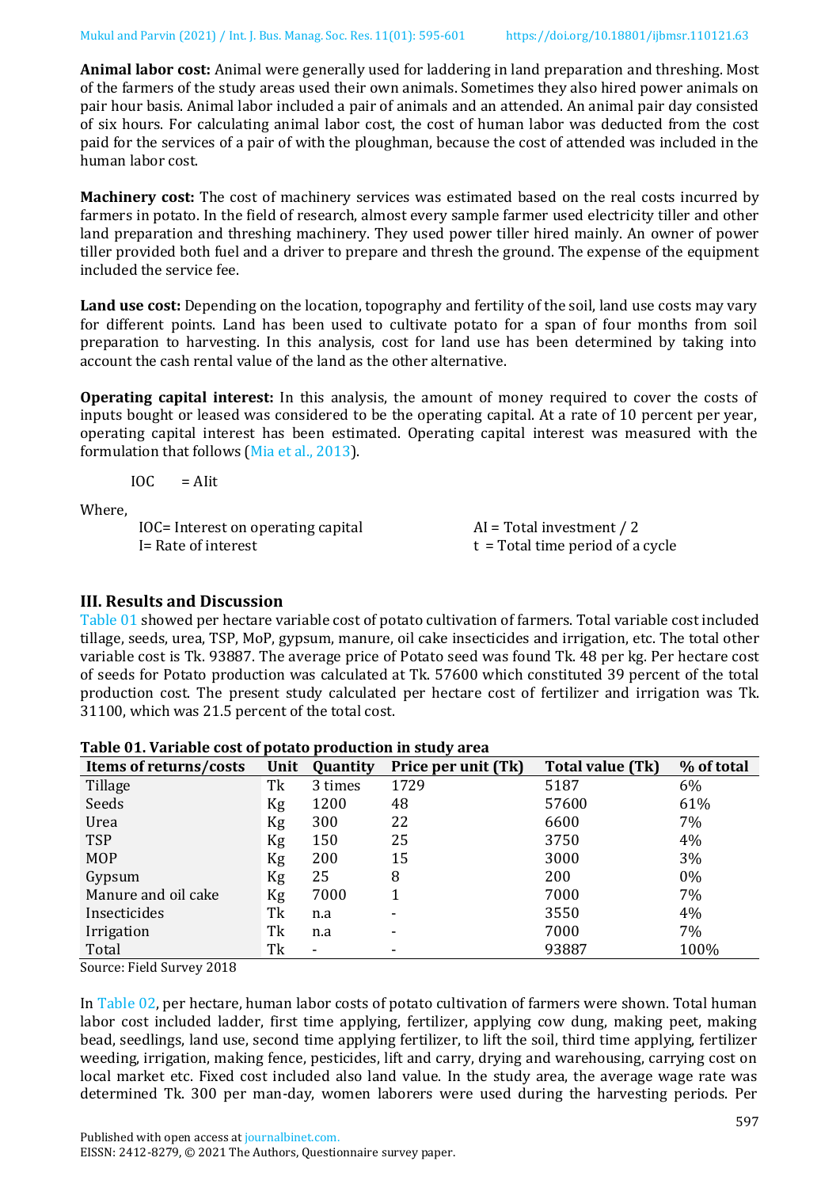**Animal labor cost:** Animal were generally used for laddering in land preparation and threshing. Most of the farmers of the study areas used their own animals. Sometimes they also hired power animals on pair hour basis. Animal labor included a pair of animals and an attended. An animal pair day consisted of six hours. For calculating animal labor cost, the cost of human labor was deducted from the cost paid for the services of a pair of with the ploughman, because the cost of attended was included in the human labor cost.

**Machinery cost:** The cost of machinery services was estimated based on the real costs incurred by farmers in potato. In the field of research, almost every sample farmer used electricity tiller and other land preparation and threshing machinery. They used power tiller hired mainly. An owner of power tiller provided both fuel and a driver to prepare and thresh the ground. The expense of the equipment included the service fee.

**Land use cost:** Depending on the location, topography and fertility of the soil, land use costs may vary for different points. Land has been used to cultivate potato for a span of four months from soil preparation to harvesting. In this analysis, cost for land use has been determined by taking into account the cash rental value of the land as the other alternative.

**Operating capital interest:** In this analysis, the amount of money required to cover the costs of inputs bought or leased was considered to be the operating capital. At a rate of 10 percent per year, operating capital interest has been estimated. Operating capital interest was measured with the formulation that follows (Mia et al., 2013).

$$IOC = AIit$$

Where,

IOC= Interest on operating capital

AI = Total investment / 2

I= Rate of interest

t = Total time period of a cycle

## III. Results and Discussion

Table 01 showed per hectare variable cost of potato cultivation of farmers. Total variable cost included tillage, seeds, urea, TSP, MoP, gypsum, manure, oil cake insecticides and irrigation, etc. The total other variable cost is Tk. 93887. The average price of Potato seed was found Tk. 48 per kg. Per hectare cost of seeds for Potato production was calculated at Tk. 57600 which constituted 39 percent of the total production cost. The present study calculated per hectare cost of fertilizer and irrigation was Tk. 31100, which was 21.5 percent of the total cost.

**Table 01. Variable cost of potato production in study area**

| Items of returns/costs | Unit | Quantity | Price per unit (Tk) | Total value (Tk) | % of total |
|---|---|---|---|---|---|
| Tillage | Tk | 3 times | 1729 | 5187 | 6% |
| Seeds | Kg | 1200 | 48 | 57600 | 61% |
| Urea | Kg | 300 | 22 | 6600 | 7% |
| TSP | Kg | 150 | 25 | 3750 | 4% |
| MOP | Kg | 200 | 15 | 3000 | 3% |
| Gypsum | Kg | 25 | 8 | 200 | 0% |
| Manure and oil cake | Kg | 7000 | 1 | 7000 | 7% |
| Insecticides | Tk | n.a | - | 3550 | 4% |
| Irrigation | Tk | n.a | - | 7000 | 7% |
| Total | Tk | - | - | 93887 | 100% |

Source: Field Survey 2018

In Table 02, per hectare, human labor costs of potato cultivation of farmers were shown. Total human labor cost included ladder, first time applying, fertilizer, applying cow dung, making peet, making bead, seedlings, land use, second time applying fertilizer, to lift the soil, third time applying, fertilizer weeding, irrigation, making fence, pesticides, lift and carry, drying and warehousing, carrying cost on local market etc. Fixed cost included also land value. In the study area, the average wage rate was determined Tk. 300 per man-day, women laborers were used during the harvesting periods. Per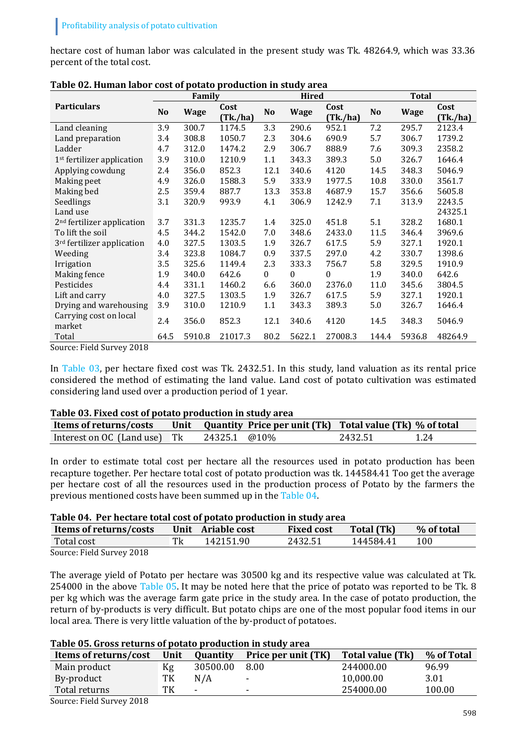hectare cost of human labor was calculated in the present study was Tk. 48264.9, which was 33.36 percent of the total cost.

**Table 02. Human labor cost of potato production in study area**

| Particulars | Family | | | Hired | | | Total | | |
|---|---|---|---|---|---|---|---|---|---|
| | No | Wage | Cost (Tk./ha) | No | Wage | Cost (Tk./ha) | No | Wage | Cost (Tk./ha) |
| Land cleaning | 3.9 | 300.7 | 1174.5 | 3.3 | 290.6 | 952.1 | 7.2 | 295.7 | 2123.4 |
| Land preparation | 3.4 | 308.8 | 1050.7 | 2.3 | 304.6 | 690.9 | 5.7 | 306.7 | 1739.2 |
| Ladder | 4.7 | 312.0 | 1474.2 | 2.9 | 306.7 | 888.9 | 7.6 | 309.3 | 2358.2 |
| 1st fertilizer application | 3.9 | 310.0 | 1210.9 | 1.1 | 343.3 | 389.3 | 5.0 | 326.7 | 1646.4 |
| Applying cowdung | 2.4 | 356.0 | 852.3 | 12.1 | 340.6 | 4120 | 14.5 | 348.3 | 5046.9 |
| Making peet | 4.9 | 326.0 | 1588.3 | 5.9 | 333.9 | 1977.5 | 10.8 | 330.0 | 3561.7 |
| Making bed | 2.5 | 359.4 | 887.7 | 13.3 | 353.8 | 4687.9 | 15.7 | 356.6 | 5605.8 |
| Seedlings | 3.1 | 320.9 | 993.9 | 4.1 | 306.9 | 1242.9 | 7.1 | 313.9 | 2243.5 |
| Land use | | | | | | | | | 24325.1 |
| 2nd fertilizer application | 3.7 | 331.3 | 1235.7 | 1.4 | 325.0 | 451.8 | 5.1 | 328.2 | 1680.1 |
| To lift the soil | 4.5 | 344.2 | 1542.0 | 7.0 | 348.6 | 2433.0 | 11.5 | 346.4 | 3969.6 |
| 3rd fertilizer application | 4.0 | 327.5 | 1303.5 | 1.9 | 326.7 | 617.5 | 5.9 | 327.1 | 1920.1 |
| Weeding | 3.4 | 323.8 | 1084.7 | 0.9 | 337.5 | 297.0 | 4.2 | 330.7 | 1398.6 |
| Irrigation | 3.5 | 325.6 | 1149.4 | 2.3 | 333.3 | 756.7 | 5.8 | 329.5 | 1910.9 |
| Making fence | 1.9 | 340.0 | 642.6 | 0 | 0 | 0 | 1.9 | 340.0 | 642.6 |
| Pesticides | 4.4 | 331.1 | 1460.2 | 6.6 | 360.0 | 2376.0 | 11.0 | 345.6 | 3804.5 |
| Lift and carry | 4.0 | 327.5 | 1303.5 | 1.9 | 326.7 | 617.5 | 5.9 | 327.1 | 1920.1 |
| Drying and warehousing | 3.9 | 310.0 | 1210.9 | 1.1 | 343.3 | 389.3 | 5.0 | 326.7 | 1646.4 |
| Carrying cost on local market | 2.4 | 356.0 | 852.3 | 12.1 | 340.6 | 4120 | 14.5 | 348.3 | 5046.9 |
| Total | 64.5 | 5910.8 | 21017.3 | 80.2 | 5622.1 | 27008.3 | 144.4 | 5936.8 | 48264.9 |

Source: Field Survey 2018

In Table 03, per hectare fixed cost was Tk. 2432.51. In this study, land valuation as its rental price considered the method of estimating the land value. Land cost of potato cultivation was estimated considering land used over a production period of 1 year.

**Table 03. Fixed cost of potato production in study area**

| Items of returns/costs | Unit | Quantity | Price per unit (Tk) | Total value (Tk) | % of total |
|---|---|---|---|---|---|
| Interest on OC (Land use) | Tk | 24325.1 | @10% | 2432.51 | 1.24 |

In order to estimate total cost per hectare all the resources used in potato production has been recapture together. Per hectare total cost of potato production was tk. 144584.41 Too get the average per hectare cost of all the resources used in the production process of Potato by the farmers the previous mentioned costs have been summed up in the Table 04.

**Table 04. Per hectare total cost of potato production in study area**

| Items of returns/costs | Unit | Ariable cost | Fixed cost | Total (Tk) | % of total |
|---|---|---|---|---|---|
| Total cost | Tk | 142151.90 | 2432.51 | 144584.41 | 100 |

Source: Field Survey 2018

The average yield of Potato per hectare was 30500 kg and its respective value was calculated at Tk. 254000 in the above Table 05. It may be noted here that the price of potato was reported to be Tk. 8 per kg which was the average farm gate price in the study area. In the case of potato production, the return of by-products is very difficult. But potato chips are one of the most popular food items in our local area. There is very little valuation of the by-product of potatoes.

**Table 05. Gross returns of potato production in study area**

| Items of returns/cost | Unit | Quantity | Price per unit (TK) | Total value (Tk) | % of Total |
|---|---|---|---|---|---|
| Main product | Kg | 30500.00 | 8.00 | 244000.00 | 96.99 |
| By-product | TK | N/A | - | 10,000.00 | 3.01 |
| Total returns | TK | - | - | 254000.00 | 100.00 |

Source: Field Survey 2018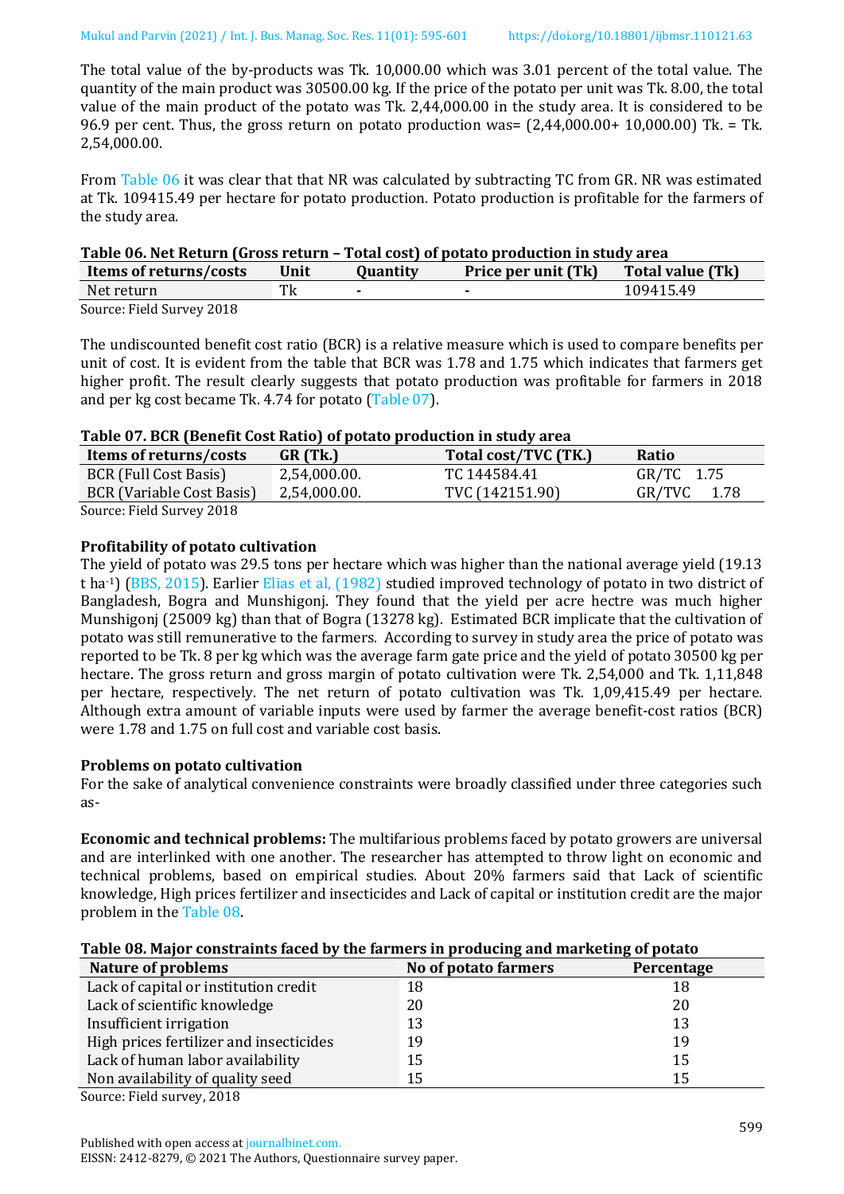The total value of the by-products was Tk. 10,000.00 which was 3.01 percent of the total value. The quantity of the main product was 30500.00 kg. If the price of the potato per unit was Tk. 8.00, the total value of the main product of the potato was Tk. 2,44,000.00 in the study area. It is considered to be 96.9 per cent. Thus, the gross return on potato production was= (2,44,000.00+ 10,000.00) Tk. = Tk. 2,54,000.00.

From Table 06 it was clear that that NR was calculated by subtracting TC from GR. NR was estimated at Tk. 109415.49 per hectare for potato production. Potato production is profitable for the farmers of the study area.

**Table 06. Net Return (Gross return – Total cost) of potato production in study area**

| Items of returns/costs | Unit | Quantity | Price per unit (Tk) | Total value (Tk) |
|---|---|---|---|---|
| Net return | Tk | - | - | 109415.49 |

Source: Field Survey 2018

The undiscounted benefit cost ratio (BCR) is a relative measure which is used to compare benefits per unit of cost. It is evident from the table that BCR was 1.78 and 1.75 which indicates that farmers get higher profit. The result clearly suggests that potato production was profitable for farmers in 2018 and per kg cost became Tk. 4.74 for potato (Table 07).

**Table 07. BCR (Benefit Cost Ratio) of potato production in study area**

| Items of returns/costs | GR (Tk.) | Total cost/TVC (TK.) | Ratio |
|---|---|---|---|
| BCR (Full Cost Basis) | 2,54,000.00. | TC 144584.41 | GR/TC 1.75 |
| BCR (Variable Cost Basis) | 2,54,000.00. | TVC (142151.90) | GR/TVC 1.78 |

Source: Field Survey 2018

**Profitability of potato cultivation**

The yield of potato was 29.5 tons per hectare which was higher than the national average yield (19.13 t ha$^{-1}$) (BBS, 2015). Earlier Elias et al, (1982) studied improved technology of potato in two district of Bangladesh, Bogra and Munshigonj. They found that the yield per acre hectre was much higher Munshigonj (25009 kg) than that of Bogra (13278 kg). Estimated BCR implicate that the cultivation of potato was still remunerative to the farmers. According to survey in study area the price of potato was reported to be Tk. 8 per kg which was the average farm gate price and the yield of potato 30500 kg per hectare. The gross return and gross margin of potato cultivation were Tk. 2,54,000 and Tk. 1,11,848 per hectare, respectively. The net return of potato cultivation was Tk. 1,09,415.49 per hectare. Although extra amount of variable inputs were used by farmer the average benefit-cost ratios (BCR) were 1.78 and 1.75 on full cost and variable cost basis.

**Problems on potato cultivation**

For the sake of analytical convenience constraints were broadly classified under three categories such as-

**Economic and technical problems:** The multifarious problems faced by potato growers are universal and are interlinked with one another. The researcher has attempted to throw light on economic and technical problems, based on empirical studies. About 20% farmers said that Lack of scientific knowledge, High prices fertilizer and insecticides and Lack of capital or institution credit are the major problem in the Table 08.

**Table 08. Major constraints faced by the farmers in producing and marketing of potato**

| Nature of problems | No of potato farmers | Percentage |
|---|---|---|
| Lack of capital or institution credit | 18 | 18 |
| Lack of scientific knowledge | 20 | 20 |
| Insufficient irrigation | 13 | 13 |
| High prices fertilizer and insecticides | 19 | 19 |
| Lack of human labor availability | 15 | 15 |
| Non availability of quality seed | 15 | 15 |

Source: Field survey, 2018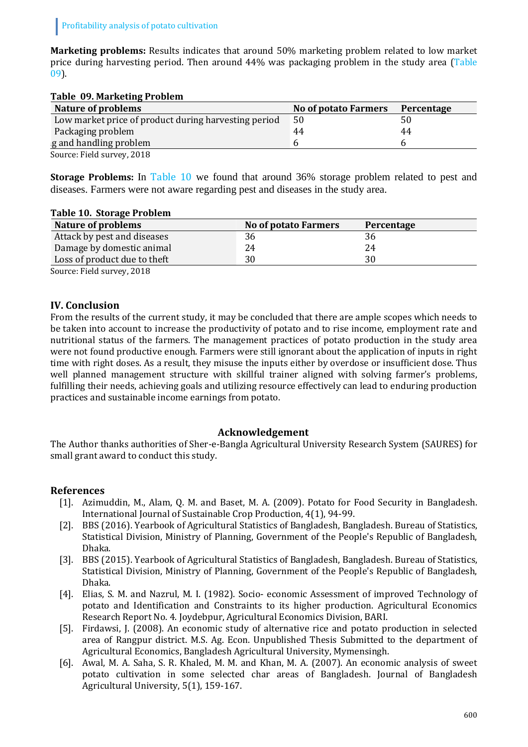**Marketing problems:** Results indicates that around 50% marketing problem related to low market price during harvesting period. Then around 44% was packaging problem in the study area (Table 09).

**Table 09. Marketing Problem**

| Nature of problems | No of potato Farmers | Percentage |
|---|---|---|
| Low market price of product during harvesting period | 50 | 50 |
| Packaging problem | 44 | 44 |
| g and handling problem | 6 | 6 |

Source: Field survey, 2018

**Storage Problems:** In Table 10 we found that around 36% storage problem related to pest and diseases. Farmers were not aware regarding pest and diseases in the study area.

**Table 10. Storage Problem**

| Nature of problems | No of potato Farmers | Percentage |
|---|---|---|
| Attack by pest and diseases | 36 | 36 |
| Damage by domestic animal | 24 | 24 |
| Loss of product due to theft | 30 | 30 |

Source: Field survey, 2018

## IV. Conclusion

From the results of the current study, it may be concluded that there are ample scopes which needs to be taken into account to increase the productivity of potato and to rise income, employment rate and nutritional status of the farmers. The management practices of potato production in the study area were not found productive enough. Farmers were still ignorant about the application of inputs in right time with right doses. As a result, they misuse the inputs either by overdose or insufficient dose. Thus well planned management structure with skillful trainer aligned with solving farmer's problems, fulfilling their needs, achieving goals and utilizing resource effectively can lead to enduring production practices and sustainable income earnings from potato.

## Acknowledgement

The Author thanks authorities of Sher-e-Bangla Agricultural University Research System (SAURES) for small grant award to conduct this study.

## References

[1]. Azimuddin, M., Alam, Q. M. and Baset, M. A. (2009). Potato for Food Security in Bangladesh. International Journal of Sustainable Crop Production, 4(1), 94-99.

[2]. BBS (2016). Yearbook of Agricultural Statistics of Bangladesh, Bangladesh. Bureau of Statistics, Statistical Division, Ministry of Planning, Government of the People's Republic of Bangladesh, Dhaka.

[3]. BBS (2015). Yearbook of Agricultural Statistics of Bangladesh, Bangladesh. Bureau of Statistics, Statistical Division, Ministry of Planning, Government of the People's Republic of Bangladesh, Dhaka.

[4]. Elias, S. M. and Nazrul, M. I. (1982). Socio- economic Assessment of improved Technology of potato and Identification and Constraints to its higher production. Agricultural Economics Research Report No. 4. Joydebpur, Agricultural Economics Division, BARI.

[5]. Firdawsi, J. (2008). An economic study of alternative rice and potato production in selected area of Rangpur district. M.S. Ag. Econ. Unpublished Thesis Submitted to the department of Agricultural Economics, Bangladesh Agricultural University, Mymensingh.

[6]. Awal, M. A. Saha, S. R. Khaled, M. M. and Khan, M. A. (2007). An economic analysis of sweet potato cultivation in some selected char areas of Bangladesh. Journal of Bangladesh Agricultural University, 5(1), 159-167.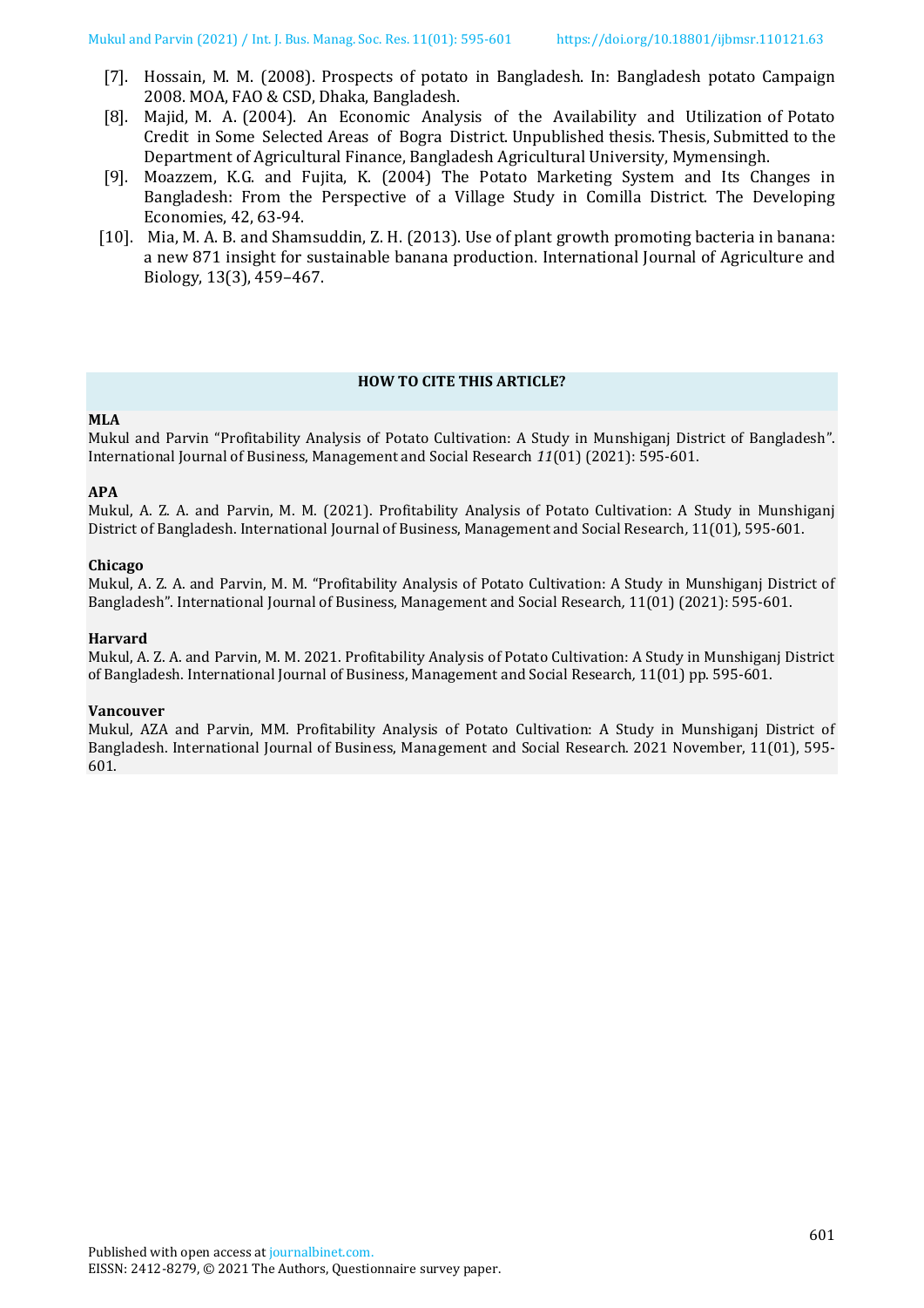[7]. Hossain, M. M. (2008). Prospects of potato in Bangladesh. In: Bangladesh potato Campaign 2008. MOA, FAO & CSD, Dhaka, Bangladesh.

[8]. Majid, M. A. (2004). An Economic Analysis of the Availability and Utilization of Potato Credit in Some Selected Areas of Bogra District. Unpublished thesis. Thesis, Submitted to the Department of Agricultural Finance, Bangladesh Agricultural University, Mymensingh.

[9]. Moazzem, K.G. and Fujita, K. (2004) The Potato Marketing System and Its Changes in Bangladesh: From the Perspective of a Village Study in Comilla District. The Developing Economies, 42, 63-94.

[10]. Mia, M. A. B. and Shamsuddin, Z. H. (2013). Use of plant growth promoting bacteria in banana: a new 871 insight for sustainable banana production. International Journal of Agriculture and Biology, 13(3), 459–467.

**HOW TO CITE THIS ARTICLE?**

**MLA**

Mukul and Parvin "Profitability Analysis of Potato Cultivation: A Study in Munshiganj District of Bangladesh". International Journal of Business, Management and Social Research *11*(01) (2021): 595-601.

**APA**

Mukul, A. Z. A. and Parvin, M. M. (2021). Profitability Analysis of Potato Cultivation: A Study in Munshiganj District of Bangladesh. International Journal of Business, Management and Social Research, 11(01), 595-601.

**Chicago**

Mukul, A. Z. A. and Parvin, M. M. "Profitability Analysis of Potato Cultivation: A Study in Munshiganj District of Bangladesh". International Journal of Business, Management and Social Research, 11(01) (2021): 595-601.

**Harvard**

Mukul, A. Z. A. and Parvin, M. M. 2021. Profitability Analysis of Potato Cultivation: A Study in Munshiganj District of Bangladesh. International Journal of Business, Management and Social Research, 11(01) pp. 595-601.

**Vancouver**

Mukul, AZA and Parvin, MM. Profitability Analysis of Potato Cultivation: A Study in Munshiganj District of Bangladesh. International Journal of Business, Management and Social Research. 2021 November, 11(01), 595-601.